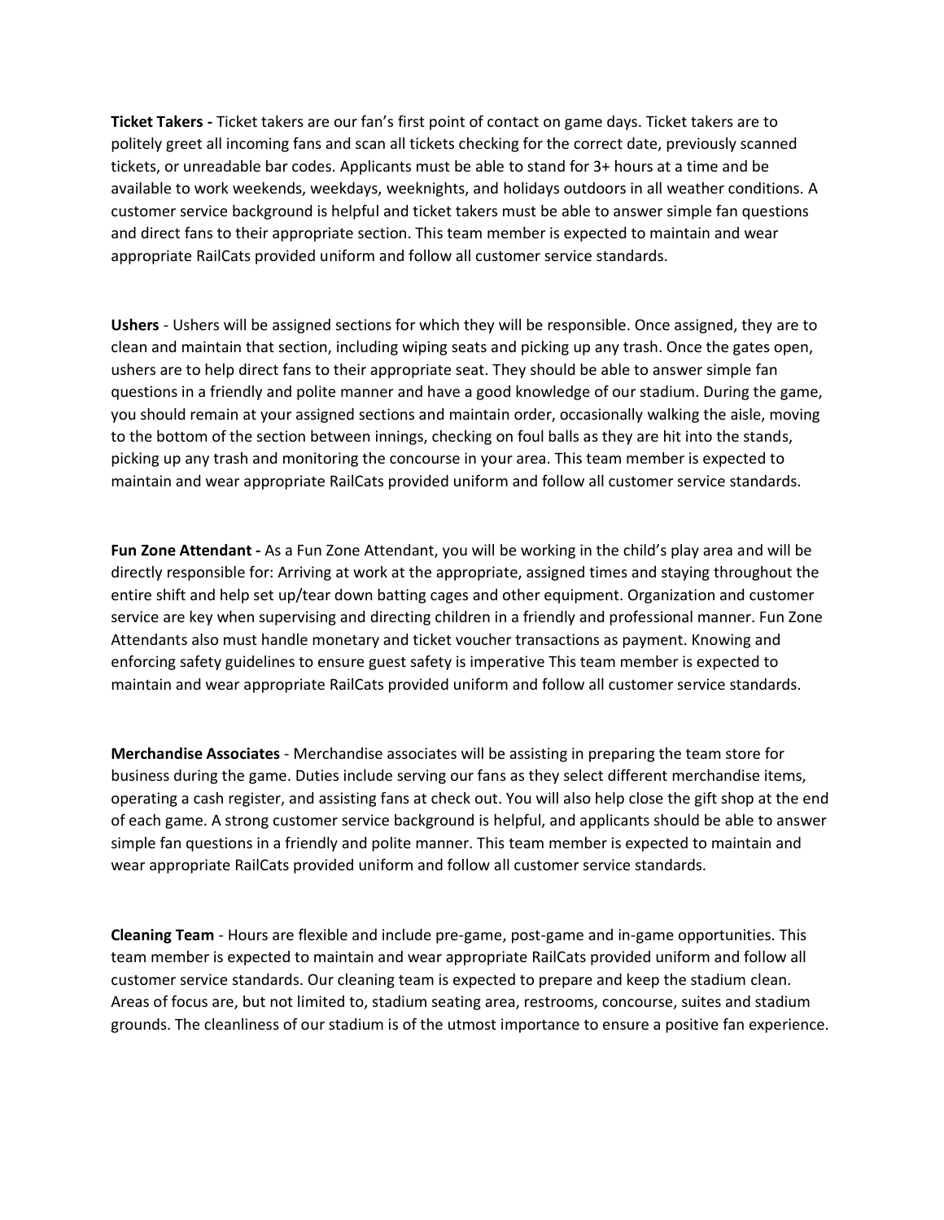**Ticket Takers -** Ticket takers are our fan's first point of contact on game days. Ticket takers are to politely greet all incoming fans and scan all tickets checking for the correct date, previously scanned tickets, or unreadable bar codes. Applicants must be able to stand for 3+ hours at a time and be available to work weekends, weekdays, weeknights, and holidays outdoors in all weather conditions. A customer service background is helpful and ticket takers must be able to answer simple fan questions and direct fans to their appropriate section. This team member is expected to maintain and wear appropriate RailCats provided uniform and follow all customer service standards.

**Ushers** - Ushers will be assigned sections for which they will be responsible. Once assigned, they are to clean and maintain that section, including wiping seats and picking up any trash. Once the gates open, ushers are to help direct fans to their appropriate seat. They should be able to answer simple fan questions in a friendly and polite manner and have a good knowledge of our stadium. During the game, you should remain at your assigned sections and maintain order, occasionally walking the aisle, moving to the bottom of the section between innings, checking on foul balls as they are hit into the stands, picking up any trash and monitoring the concourse in your area. This team member is expected to maintain and wear appropriate RailCats provided uniform and follow all customer service standards.

**Fun Zone Attendant -** As a Fun Zone Attendant, you will be working in the child's play area and will be directly responsible for: Arriving at work at the appropriate, assigned times and staying throughout the entire shift and help set up/tear down batting cages and other equipment. Organization and customer service are key when supervising and directing children in a friendly and professional manner. Fun Zone Attendants also must handle monetary and ticket voucher transactions as payment. Knowing and enforcing safety guidelines to ensure guest safety is imperative This team member is expected to maintain and wear appropriate RailCats provided uniform and follow all customer service standards.

**Merchandise Associates** - Merchandise associates will be assisting in preparing the team store for business during the game. Duties include serving our fans as they select different merchandise items, operating a cash register, and assisting fans at check out. You will also help close the gift shop at the end of each game. A strong customer service background is helpful, and applicants should be able to answer simple fan questions in a friendly and polite manner. This team member is expected to maintain and wear appropriate RailCats provided uniform and follow all customer service standards.

**Cleaning Team** - Hours are flexible and include pre-game, post-game and in-game opportunities. This team member is expected to maintain and wear appropriate RailCats provided uniform and follow all customer service standards. Our cleaning team is expected to prepare and keep the stadium clean. Areas of focus are, but not limited to, stadium seating area, restrooms, concourse, suites and stadium grounds. The cleanliness of our stadium is of the utmost importance to ensure a positive fan experience.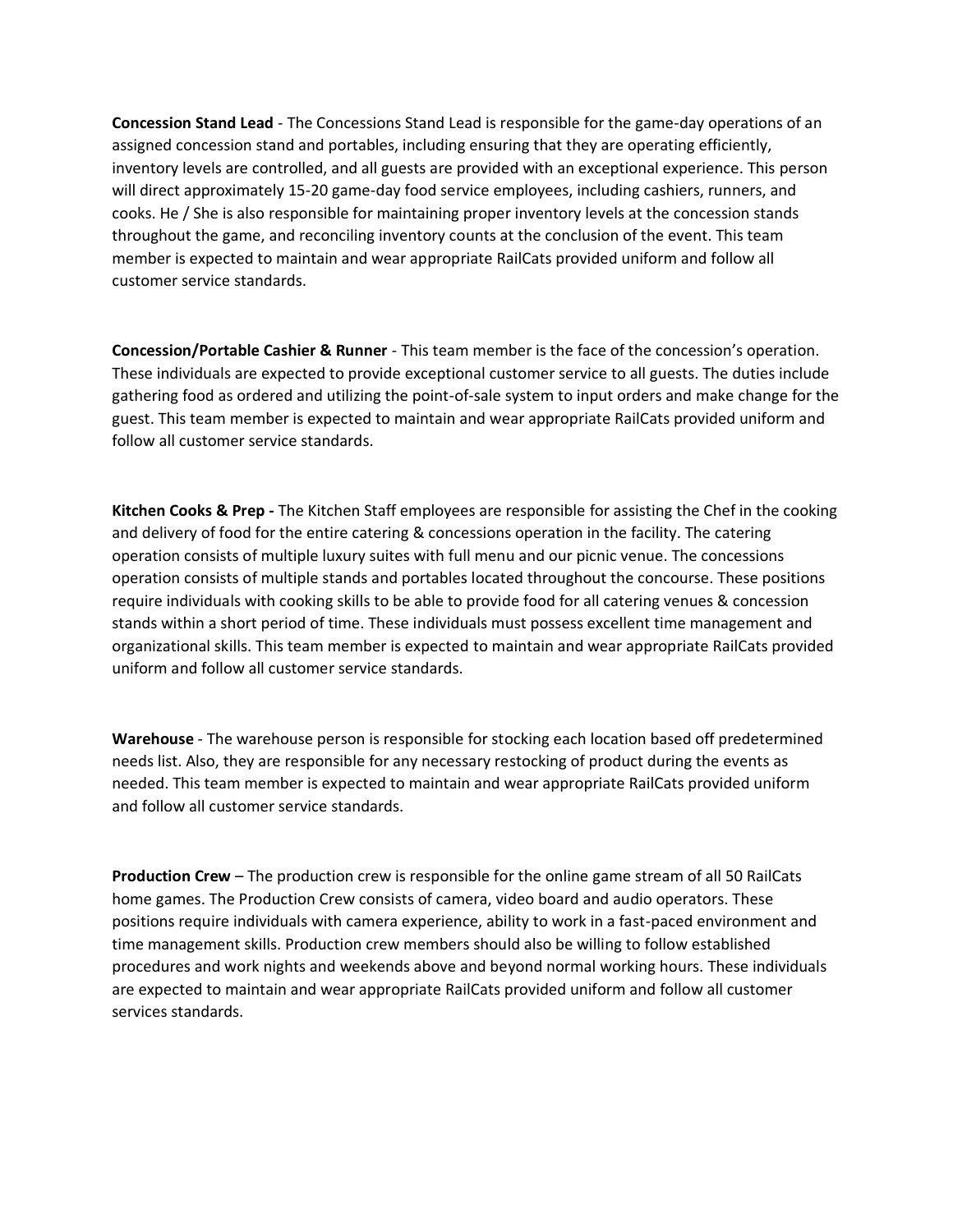**Concession Stand Lead** - The Concessions Stand Lead is responsible for the game-day operations of an assigned concession stand and portables, including ensuring that they are operating efficiently, inventory levels are controlled, and all guests are provided with an exceptional experience. This person will direct approximately 15-20 game-day food service employees, including cashiers, runners, and cooks. He / She is also responsible for maintaining proper inventory levels at the concession stands throughout the game, and reconciling inventory counts at the conclusion of the event. This team member is expected to maintain and wear appropriate RailCats provided uniform and follow all customer service standards.

**Concession/Portable Cashier & Runner** - This team member is the face of the concession's operation. These individuals are expected to provide exceptional customer service to all guests. The duties include gathering food as ordered and utilizing the point-of-sale system to input orders and make change for the guest. This team member is expected to maintain and wear appropriate RailCats provided uniform and follow all customer service standards.

**Kitchen Cooks & Prep -** The Kitchen Staff employees are responsible for assisting the Chef in the cooking and delivery of food for the entire catering & concessions operation in the facility. The catering operation consists of multiple luxury suites with full menu and our picnic venue. The concessions operation consists of multiple stands and portables located throughout the concourse. These positions require individuals with cooking skills to be able to provide food for all catering venues & concession stands within a short period of time. These individuals must possess excellent time management and organizational skills. This team member is expected to maintain and wear appropriate RailCats provided uniform and follow all customer service standards.

**Warehouse** - The warehouse person is responsible for stocking each location based off predetermined needs list. Also, they are responsible for any necessary restocking of product during the events as needed. This team member is expected to maintain and wear appropriate RailCats provided uniform and follow all customer service standards.

**Production Crew** – The production crew is responsible for the online game stream of all 50 RailCats home games. The Production Crew consists of camera, video board and audio operators. These positions require individuals with camera experience, ability to work in a fast-paced environment and time management skills. Production crew members should also be willing to follow established procedures and work nights and weekends above and beyond normal working hours. These individuals are expected to maintain and wear appropriate RailCats provided uniform and follow all customer services standards.